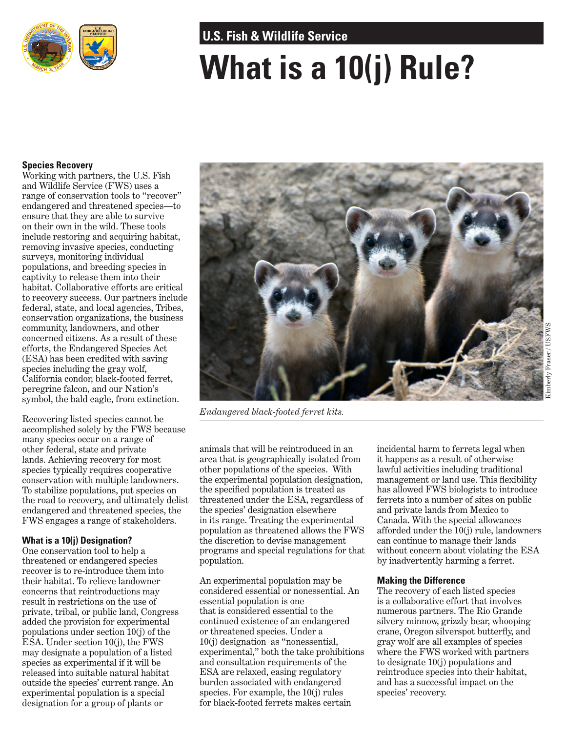U.S. Fish & Wildlife Service

# What is a 10(j) Rule?

## Species Recovery

Working with partners, the U.S. Fish and Wildlife Service (FWS) uses a range of conservation tools to "recover" endangered and threatened species—to ensure that they are able to survive on their own in the wild. These tools include restoring and acquiring habitat, removing invasive species, conducting surveys, monitoring individual populations, and breeding species in captivity to release them into their habitat. Collaborative efforts are critical to recovery success. Our partners include federal, state, and local agencies, Tribes, conservation organizations, the business community, landowners, and other concerned citizens. As a result of these efforts, the Endangered Species Act (ESA) has been credited with saving species including the gray wolf, California condor, black-footed ferret, peregrine falcon, and our Nation's symbol, the bald eagle, from extinction.

Recovering listed species cannot be accomplished solely by the FWS because many species occur on a range of other federal, state and private lands. Achieving recovery for most species typically requires cooperative conservation with multiple landowners. To stabilize populations, put species on the road to recovery, and ultimately delist endangered and threatened species, the FWS engages a range of stakeholders.

*Endangered black-footed ferret kits.*

Kimberly Fraser / USFWS

## What is a 10(j) Designation?

One conservation tool to help a threatened or endangered species recover is to re-introduce them into their habitat. To relieve landowner concerns that reintroductions may result in restrictions on the use of private, tribal, or public land, Congress added the provision for experimental populations under section 10(j) of the ESA. Under section 10(j), the FWS may designate a population of a listed species as experimental if it will be released into suitable natural habitat outside the species' current range. An experimental population is a special designation for a group of plants or animals that will be reintroduced in an area that is geographically isolated from other populations of the species. With the experimental population designation, the specified population is treated as threatened under the ESA, regardless of the species' designation elsewhere in its range. Treating the experimental population as threatened allows the FWS the discretion to devise management programs and special regulations for that population.

An experimental population may be considered essential or nonessential. An essential population is one that is considered essential to the continued existence of an endangered or threatened species. Under a 10(j) designation as "nonessential, experimental," both the take prohibitions and consultation requirements of the ESA are relaxed, easing regulatory burden associated with endangered species. For example, the 10(j) rules for black-footed ferrets makes certain incidental harm to ferrets legal when it happens as a result of otherwise lawful activities including traditional management or land use. This flexibility has allowed FWS biologists to introduce ferrets into a number of sites on public and private lands from Mexico to Canada. With the special allowances afforded under the 10(j) rule, landowners can continue to manage their lands without concern about violating the ESA by inadvertently harming a ferret.

## Making the Difference

The recovery of each listed species is a collaborative effort that involves numerous partners. The Rio Grande silvery minnow, grizzly bear, whooping crane, Oregon silverspot butterfly, and gray wolf are all examples of species where the FWS worked with partners to designate 10(j) populations and reintroduce species into their habitat, and has a successful impact on the species' recovery.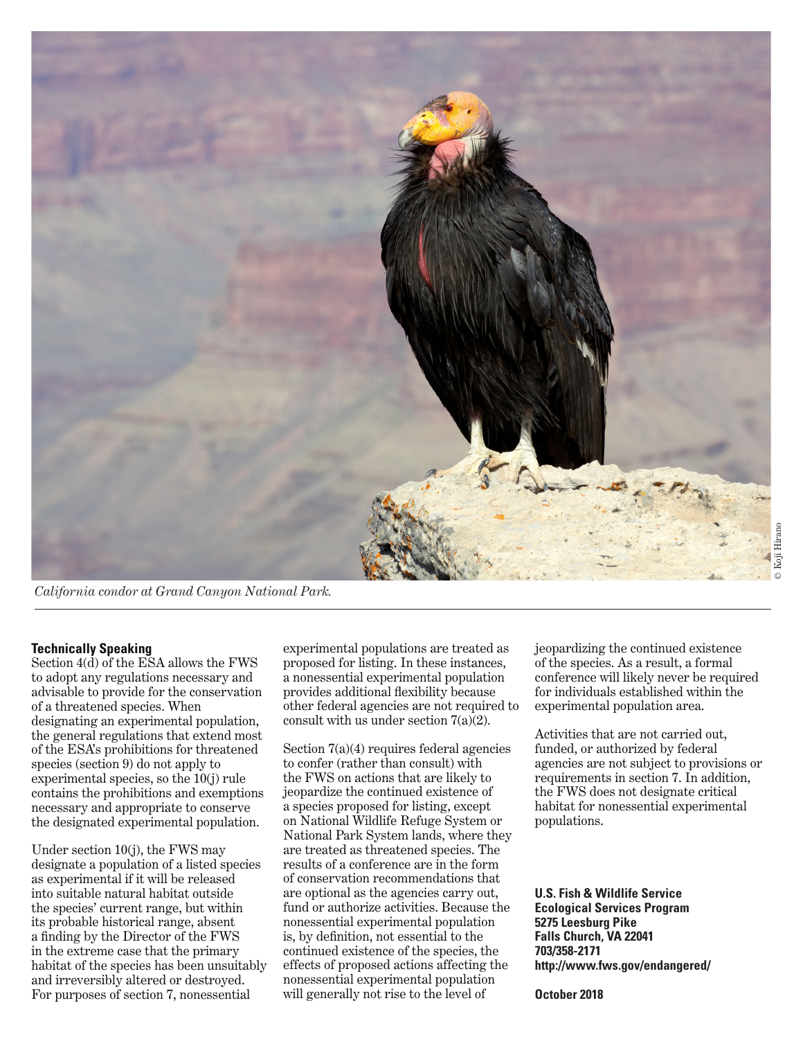*California condor at Grand Canyon National Park.*

© Koji Hirano

**Technically Speaking**

Section 4(d) of the ESA allows the FWS to adopt any regulations necessary and advisable to provide for the conservation of a threatened species. When designating an experimental population, the general regulations that extend most of the ESA's prohibitions for threatened species (section 9) do not apply to experimental species, so the 10(j) rule contains the prohibitions and exemptions necessary and appropriate to conserve the designated experimental population.

Under section 10(j), the FWS may designate a population of a listed species as experimental if it will be released into suitable natural habitat outside the species' current range, but within its probable historical range, absent a finding by the Director of the FWS in the extreme case that the primary habitat of the species has been unsuitably and irreversibly altered or destroyed. For purposes of section 7, nonessential experimental populations are treated as proposed for listing. In these instances, a nonessential experimental population provides additional flexibility because other federal agencies are not required to consult with us under section 7(a)(2).

Section 7(a)(4) requires federal agencies to confer (rather than consult) with the FWS on actions that are likely to jeopardize the continued existence of a species proposed for listing, except on National Wildlife Refuge System or National Park System lands, where they are treated as threatened species. The results of a conference are in the form of conservation recommendations that are optional as the agencies carry out, fund or authorize activities. Because the nonessential experimental population is, by definition, not essential to the continued existence of the species, the effects of proposed actions affecting the nonessential experimental population will generally not rise to the level of jeopardizing the continued existence of the species. As a result, a formal conference will likely never be required for individuals established within the experimental population area.

Activities that are not carried out, funded, or authorized by federal agencies are not subject to provisions or requirements in section 7. In addition, the FWS does not designate critical habitat for nonessential experimental populations.

**U.S. Fish & Wildlife Service**
**Ecological Services Program**
**5275 Leesburg Pike**
**Falls Church, VA 22041**
**703/358-2171**
**http://www.fws.gov/endangered/**

**October 2018**